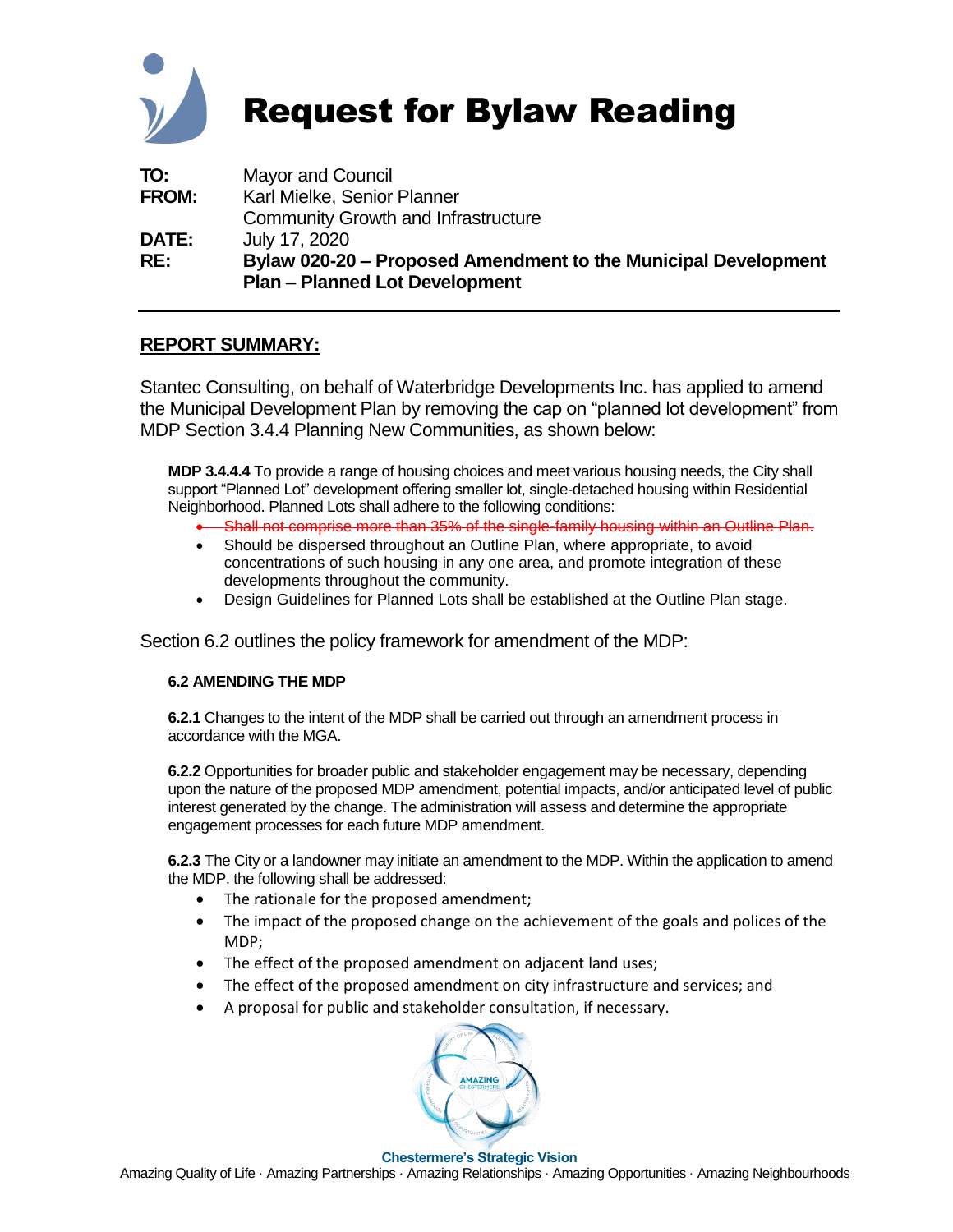# Request for Bylaw Reading

**TO:** Mayor and Council

**FROM:** Karl Mielke, Senior Planner
Community Growth and Infrastructure

**DATE:** July 17, 2020

**RE:** **Bylaw 020-20 – Proposed Amendment to the Municipal Development Plan – Planned Lot Development**

---

## REPORT SUMMARY:

Stantec Consulting, on behalf of Waterbridge Developments Inc. has applied to amend the Municipal Development Plan by removing the cap on "planned lot development" from MDP Section 3.4.4 Planning New Communities, as shown below:

> **MDP 3.4.4.4** To provide a range of housing choices and meet various housing needs, the City shall support "Planned Lot" development offering smaller lot, single-detached housing within Residential Neighborhood. Planned Lots shall adhere to the following conditions:
>
> - ~~Shall not comprise more than 35% of the single-family housing within an Outline Plan.~~
> - Should be dispersed throughout an Outline Plan, where appropriate, to avoid concentrations of such housing in any one area, and promote integration of these developments throughout the community.
> - Design Guidelines for Planned Lots shall be established at the Outline Plan stage.

Section 6.2 outlines the policy framework for amendment of the MDP:

> **6.2 AMENDING THE MDP**
>
> **6.2.1** Changes to the intent of the MDP shall be carried out through an amendment process in accordance with the MGA.
>
> **6.2.2** Opportunities for broader public and stakeholder engagement may be necessary, depending upon the nature of the proposed MDP amendment, potential impacts, and/or anticipated level of public interest generated by the change. The administration will assess and determine the appropriate engagement processes for each future MDP amendment.
>
> **6.2.3** The City or a landowner may initiate an amendment to the MDP. Within the application to amend the MDP, the following shall be addressed:
>
> - The rationale for the proposed amendment;
> - The impact of the proposed change on the achievement of the goals and polices of the MDP;
> - The effect of the proposed amendment on adjacent land uses;
> - The effect of the proposed amendment on city infrastructure and services; and
> - A proposal for public and stakeholder consultation, if necessary.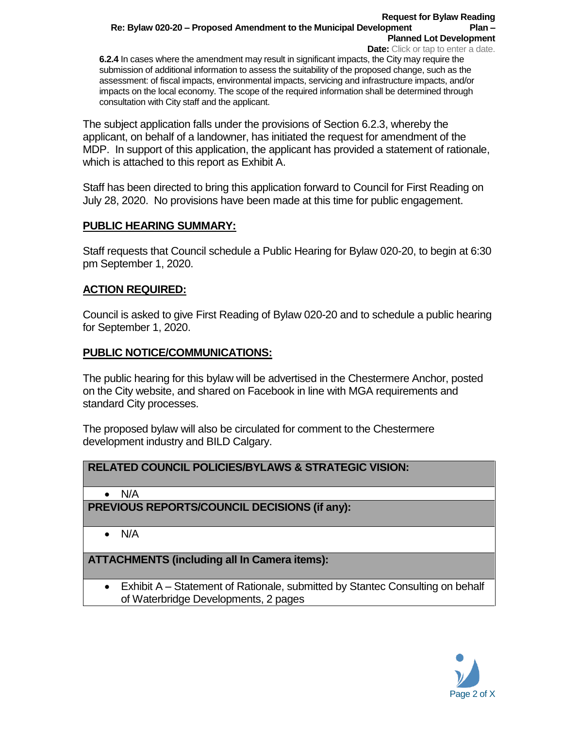**6.2.4** In cases where the amendment may result in significant impacts, the City may require the submission of additional information to assess the suitability of the proposed change, such as the assessment: of fiscal impacts, environmental impacts, servicing and infrastructure impacts, and/or impacts on the local economy. The scope of the required information shall be determined through consultation with City staff and the applicant.

The subject application falls under the provisions of Section 6.2.3, whereby the applicant, on behalf of a landowner, has initiated the request for amendment of the MDP. In support of this application, the applicant has provided a statement of rationale, which is attached to this report as Exhibit A.

Staff has been directed to bring this application forward to Council for First Reading on July 28, 2020. No provisions have been made at this time for public engagement.

## PUBLIC HEARING SUMMARY:

Staff requests that Council schedule a Public Hearing for Bylaw 020-20, to begin at 6:30 pm September 1, 2020.

## ACTION REQUIRED:

Council is asked to give First Reading of Bylaw 020-20 and to schedule a public hearing for September 1, 2020.

## PUBLIC NOTICE/COMMUNICATIONS:

The public hearing for this bylaw will be advertised in the Chestermere Anchor, posted on the City website, and shared on Facebook in line with MGA requirements and standard City processes.

The proposed bylaw will also be circulated for comment to the Chestermere development industry and BILD Calgary.

| RELATED COUNCIL POLICIES/BYLAWS & STRATEGIC VISION: |
| --- |
| • N/A |
| **PREVIOUS REPORTS/COUNCIL DECISIONS (if any):** |
| • N/A |
| **ATTACHMENTS (including all In Camera items):** |
| • Exhibit A – Statement of Rationale, submitted by Stantec Consulting on behalf of Waterbridge Developments, 2 pages |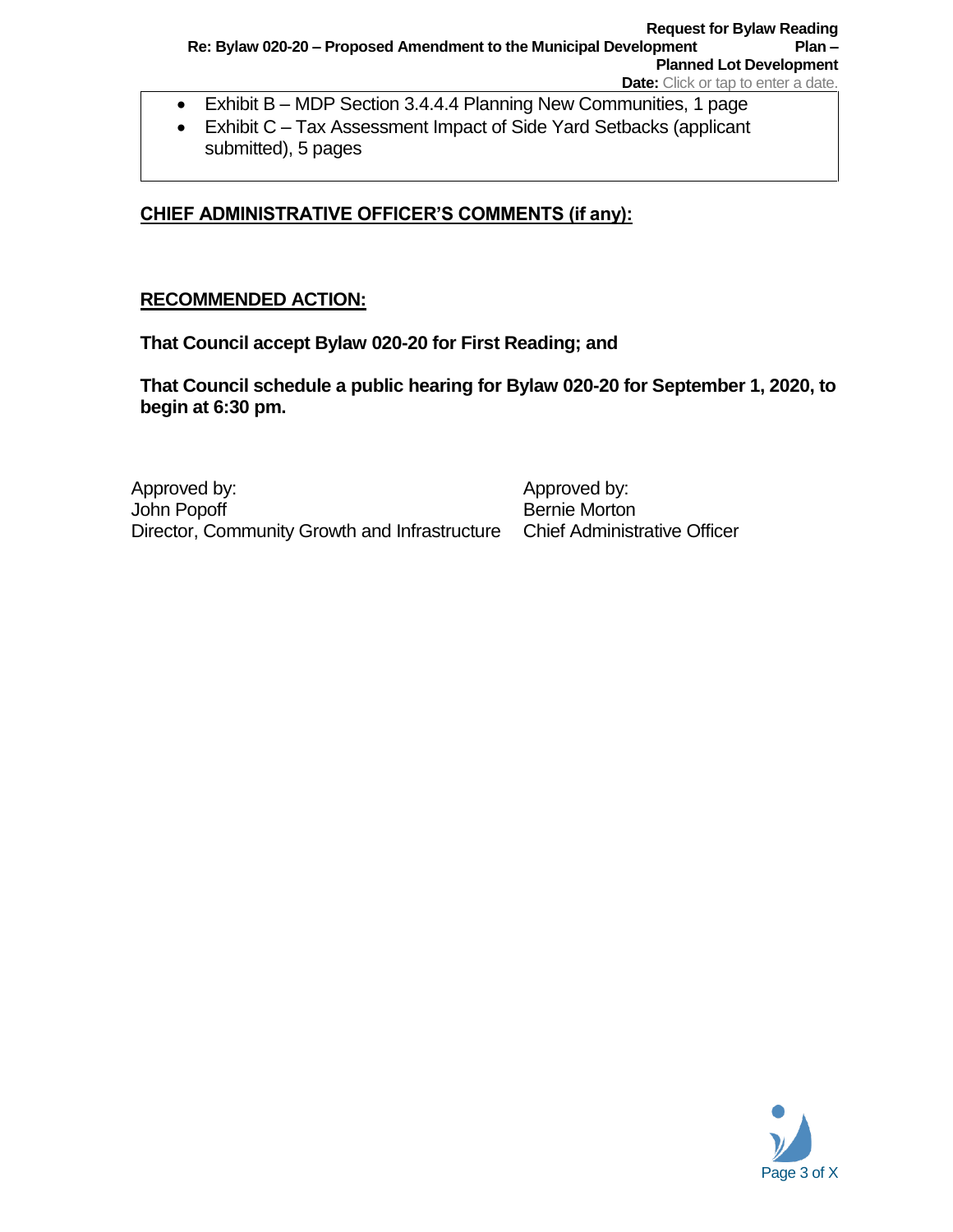- Exhibit B – MDP Section 3.4.4.4 Planning New Communities, 1 page
- Exhibit C – Tax Assessment Impact of Side Yard Setbacks (applicant submitted), 5 pages

## CHIEF ADMINISTRATIVE OFFICER'S COMMENTS (if any):

## RECOMMENDED ACTION:

**That Council accept Bylaw 020-20 for First Reading; and**

**That Council schedule a public hearing for Bylaw 020-20 for September 1, 2020, to begin at 6:30 pm.**

| | |
|---|---|
| Approved by:<br>John Popoff<br>Director, Community Growth and Infrastructure | Approved by:<br>Bernie Morton<br>Chief Administrative Officer |